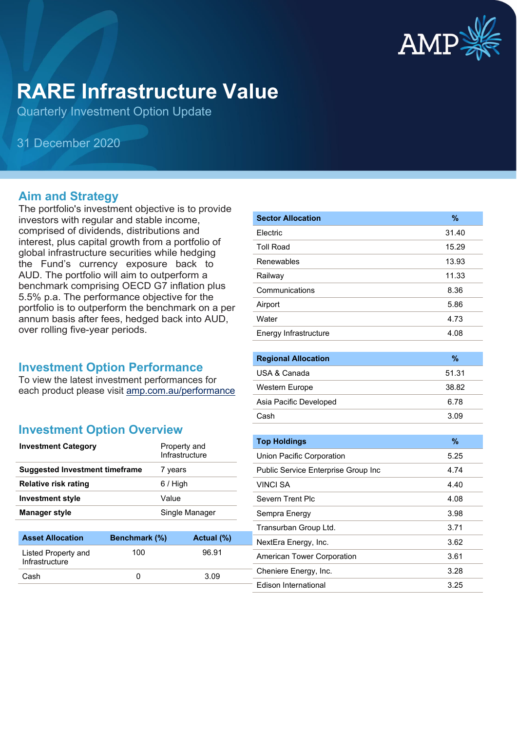# RARE Infrastructure Value

Quarterly Investment Option Update

31 December 2020

## Aim and Strategy

The portfolio's investment objective is to provide investors with regular and stable income, comprised of dividends, distributions and interest, plus capital growth from a portfolio of global infrastructure securities while hedging the Fund's currency exposure back to AUD. The portfolio will aim to outperform a benchmark comprising OECD G7 inflation plus 5.5% p.a. The performance objective for the portfolio is to outperform the benchmark on a per annum basis after fees, hedged back into AUD, over rolling five-year periods.

## Investment Option Performance

To view the latest investment performances for each product please visit amp.com.au/performance

## Investment Option Overview

| | |
|---|---|
| **Investment Category** | Property and Infrastructure |
| **Suggested Investment timeframe** | 7 years |
| **Relative risk rating** | 6 / High |
| **Investment style** | Value |
| **Manager style** | Single Manager |

| Asset Allocation | Benchmark (%) | Actual (%) |
|---|---|---|
| Listed Property and Infrastructure | 100 | 96.91 |
| Cash | 0 | 3.09 |

| Sector Allocation | % |
|---|---|
| Electric | 31.40 |
| Toll Road | 15.29 |
| Renewables | 13.93 |
| Railway | 11.33 |
| Communications | 8.36 |
| Airport | 5.86 |
| Water | 4.73 |
| Energy Infrastructure | 4.08 |

| Regional Allocation | % |
|---|---|
| USA & Canada | 51.31 |
| Western Europe | 38.82 |
| Asia Pacific Developed | 6.78 |
| Cash | 3.09 |

| Top Holdings | % |
|---|---|
| Union Pacific Corporation | 5.25 |
| Public Service Enterprise Group Inc | 4.74 |
| VINCI SA | 4.40 |
| Severn Trent Plc | 4.08 |
| Sempra Energy | 3.98 |
| Transurban Group Ltd. | 3.71 |
| NextEra Energy, Inc. | 3.62 |
| American Tower Corporation | 3.61 |
| Cheniere Energy, Inc. | 3.28 |
| Edison International | 3.25 |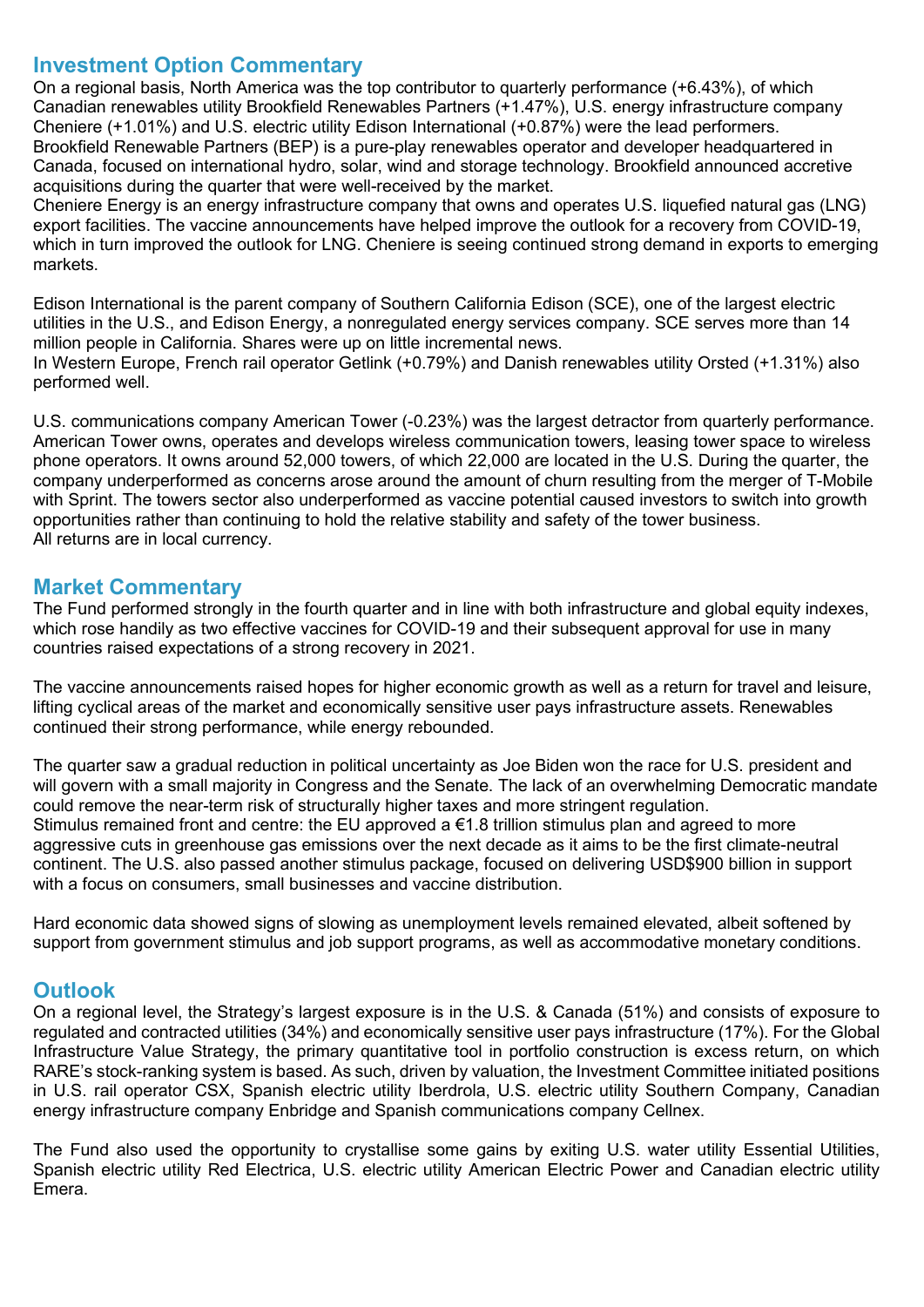## Investment Option Commentary

On a regional basis, North America was the top contributor to quarterly performance (+6.43%), of which Canadian renewables utility Brookfield Renewables Partners (+1.47%), U.S. energy infrastructure company Cheniere (+1.01%) and U.S. electric utility Edison International (+0.87%) were the lead performers.
Brookfield Renewable Partners (BEP) is a pure-play renewables operator and developer headquartered in Canada, focused on international hydro, solar, wind and storage technology. Brookfield announced accretive acquisitions during the quarter that were well-received by the market.
Cheniere Energy is an energy infrastructure company that owns and operates U.S. liquefied natural gas (LNG) export facilities. The vaccine announcements have helped improve the outlook for a recovery from COVID-19, which in turn improved the outlook for LNG. Cheniere is seeing continued strong demand in exports to emerging markets.

Edison International is the parent company of Southern California Edison (SCE), one of the largest electric utilities in the U.S., and Edison Energy, a nonregulated energy services company. SCE serves more than 14 million people in California. Shares were up on little incremental news.
In Western Europe, French rail operator Getlink (+0.79%) and Danish renewables utility Orsted (+1.31%) also performed well.

U.S. communications company American Tower (-0.23%) was the largest detractor from quarterly performance. American Tower owns, operates and develops wireless communication towers, leasing tower space to wireless phone operators. It owns around 52,000 towers, of which 22,000 are located in the U.S. During the quarter, the company underperformed as concerns arose around the amount of churn resulting from the merger of T-Mobile with Sprint. The towers sector also underperformed as vaccine potential caused investors to switch into growth opportunities rather than continuing to hold the relative stability and safety of the tower business.
All returns are in local currency.

## Market Commentary

The Fund performed strongly in the fourth quarter and in line with both infrastructure and global equity indexes, which rose handily as two effective vaccines for COVID-19 and their subsequent approval for use in many countries raised expectations of a strong recovery in 2021.

The vaccine announcements raised hopes for higher economic growth as well as a return for travel and leisure, lifting cyclical areas of the market and economically sensitive user pays infrastructure assets. Renewables continued their strong performance, while energy rebounded.

The quarter saw a gradual reduction in political uncertainty as Joe Biden won the race for U.S. president and will govern with a small majority in Congress and the Senate. The lack of an overwhelming Democratic mandate could remove the near-term risk of structurally higher taxes and more stringent regulation.
Stimulus remained front and centre: the EU approved a €1.8 trillion stimulus plan and agreed to more aggressive cuts in greenhouse gas emissions over the next decade as it aims to be the first climate-neutral continent. The U.S. also passed another stimulus package, focused on delivering USD$900 billion in support with a focus on consumers, small businesses and vaccine distribution.

Hard economic data showed signs of slowing as unemployment levels remained elevated, albeit softened by support from government stimulus and job support programs, as well as accommodative monetary conditions.

## Outlook

On a regional level, the Strategy's largest exposure is in the U.S. & Canada (51%) and consists of exposure to regulated and contracted utilities (34%) and economically sensitive user pays infrastructure (17%). For the Global Infrastructure Value Strategy, the primary quantitative tool in portfolio construction is excess return, on which RARE's stock-ranking system is based. As such, driven by valuation, the Investment Committee initiated positions in U.S. rail operator CSX, Spanish electric utility Iberdrola, U.S. electric utility Southern Company, Canadian energy infrastructure company Enbridge and Spanish communications company Cellnex.

The Fund also used the opportunity to crystallise some gains by exiting U.S. water utility Essential Utilities, Spanish electric utility Red Electrica, U.S. electric utility American Electric Power and Canadian electric utility Emera.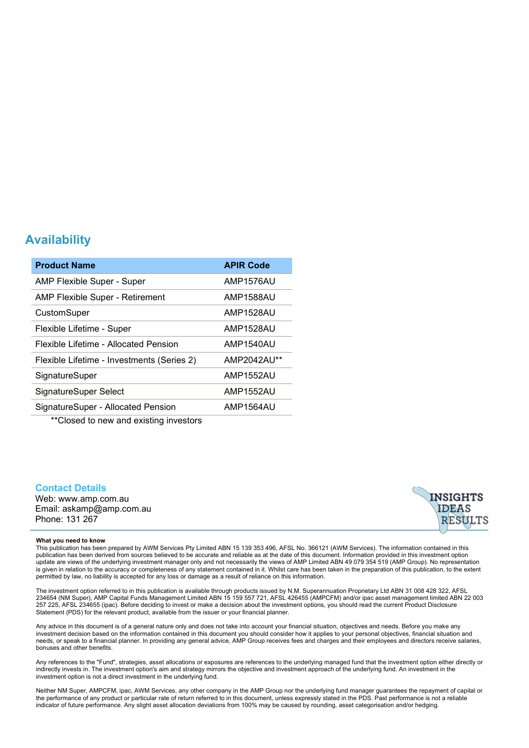## Availability

| Product Name | APIR Code |
|---|---|
| AMP Flexible Super - Super | AMP1576AU |
| AMP Flexible Super - Retirement | AMP1588AU |
| CustomSuper | AMP1528AU |
| Flexible Lifetime - Super | AMP1528AU |
| Flexible Lifetime - Allocated Pension | AMP1540AU |
| Flexible Lifetime - Investments (Series 2) | AMP2042AU** |
| SignatureSuper | AMP1552AU |
| SignatureSuper Select | AMP1552AU |
| SignatureSuper - Allocated Pension | AMP1564AU |

**Closed to new and existing investors

### Contact Details

Web: www.amp.com.au
Email: askamp@amp.com.au
Phone: 131 267

INSIGHTS
IDEAS
RESULTS

**What you need to know**

This publication has been prepared by AWM Services Pty Limited ABN 15 139 353 496, AFSL No. 366121 (AWM Services). The information contained in this publication has been derived from sources believed to be accurate and reliable as at the date of this document. Information provided in this investment option update are views of the underlying investment manager only and not necessarily the views of AMP Limited ABN 49 079 354 519 (AMP Group). No representation is given in relation to the accuracy or completeness of any statement contained in it. Whilst care has been taken in the preparation of this publication, to the extent permitted by law, no liability is accepted for any loss or damage as a result of reliance on this information.

The investment option referred to in this publication is available through products issued by N.M. Superannuation Proprietary Ltd ABN 31 008 428 322, AFSL 234654 (NM Super), AMP Capital Funds Management Limited ABN 15 159 557 721, AFSL 426455 (AMPCFM) and/or ipac asset management limited ABN 22 003 257 225, AFSL 234655 (ipac). Before deciding to invest or make a decision about the investment options, you should read the current Product Disclosure Statement (PDS) for the relevant product, available from the issuer or your financial planner.

Any advice in this document is of a general nature only and does not take into account your financial situation, objectives and needs. Before you make any investment decision based on the information contained in this document you should consider how it applies to your personal objectives, financial situation and needs, or speak to a financial planner. In providing any general advice, AMP Group receives fees and charges and their employees and directors receive salaries, bonuses and other benefits.

Any references to the "Fund", strategies, asset allocations or exposures are references to the underlying managed fund that the investment option either directly or indirectly invests in. The investment option's aim and strategy mirrors the objective and investment approach of the underlying fund. An investment in the investment option is not a direct investment in the underlying fund.

Neither NM Super, AMPCFM, ipac, AWM Services, any other company in the AMP Group nor the underlying fund manager guarantees the repayment of capital or the performance of any product or particular rate of return referred to in this document, unless expressly stated in the PDS. Past performance is not a reliable indicator of future performance. Any slight asset allocation deviations from 100% may be caused by rounding, asset categorisation and/or hedging.